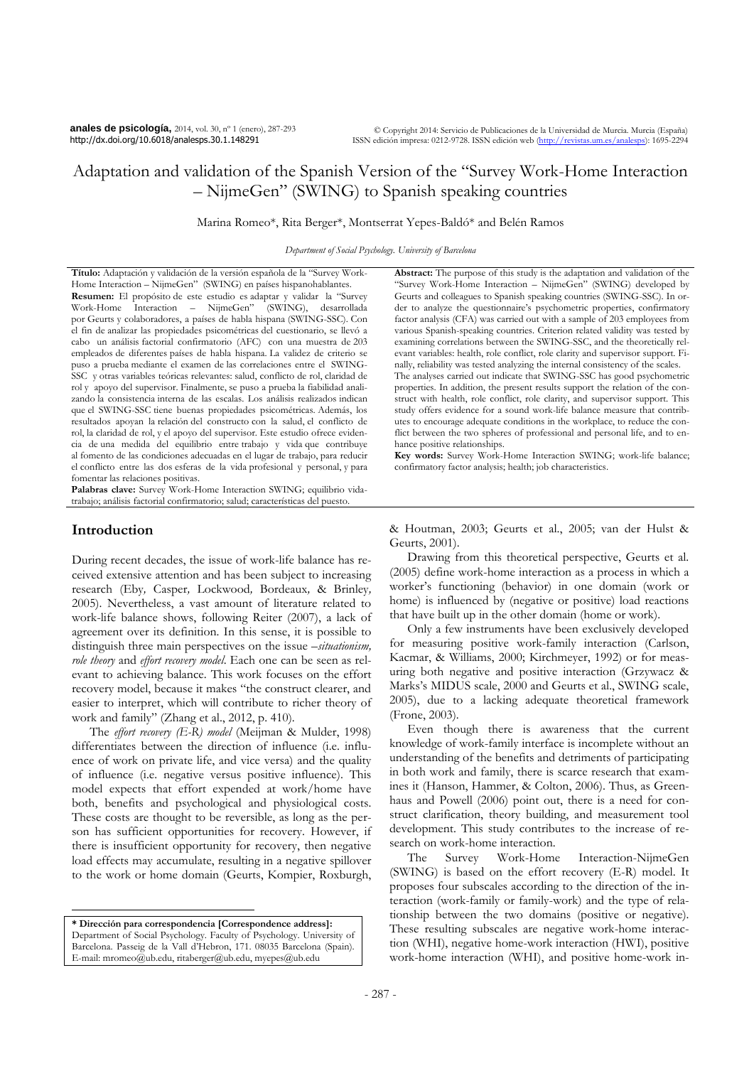# Adaptation and validation of the Spanish Version of the "Survey Work-Home Interaction – NijmeGen" (SWING) to Spanish speaking countries

Marina Romeo*, Rita Berger*, Montserrat Yepes-Baldó* and Belén Ramos

*Department of Social Psychology. University of Barcelona*

**Título:** Adaptación y validación de la versión española de la "Survey Work-Home Interaction – NijmeGen" (SWING) en países hispanohablantes.

**Resumen:** El propósito de este estudio es adaptar y validar la "Survey Work-Home Interaction – NijmeGen" (SWING), desarrollada por Geurts y colaboradores, a países de habla hispana (SWING-SSC). Con el fin de analizar las propiedades psicométricas del cuestionario, se llevó a cabo un análisis factorial confirmatorio (AFC) con una muestra de 203 empleados de diferentes países de habla hispana. La validez de criterio se puso a prueba mediante el examen de las correlaciones entre el SWING-SSC y otras variables teóricas relevantes: salud, conflicto de rol, claridad de rol y apoyo del supervisor. Finalmente, se puso a prueba la fiabilidad analizando la consistencia interna de las escalas. Los análisis realizados indican que el SWING-SSC tiene buenas propiedades psicométricas. Además, los resultados apoyan la relación del constructo con la salud, el conflicto de rol, la claridad de rol, y el apoyo del supervisor. Este estudio ofrece evidencia de una medida del equilibrio entre trabajo y vida que contribuye al fomento de las condiciones adecuadas en el lugar de trabajo, para reducir el conflicto entre las dos esferas de la vida profesional y personal, y para fomentar las relaciones positivas.

**Palabras clave:** Survey Work-Home Interaction SWING; equilibrio vida-trabajo; análisis factorial confirmatorio; salud; características del puesto.

**Abstract:** The purpose of this study is the adaptation and validation of the "Survey Work-Home Interaction – NijmeGen" (SWING) developed by Geurts and colleagues to Spanish speaking countries (SWING-SSC). In order to analyze the questionnaire's psychometric properties, confirmatory factor analysis (CFA) was carried out with a sample of 203 employees from various Spanish-speaking countries. Criterion related validity was tested by examining correlations between the SWING-SSC, and the theoretically relevant variables: health, role conflict, role clarity and supervisor support. Finally, reliability was tested analyzing the internal consistency of the scales. The analyses carried out indicate that SWING-SSC has good psychometric properties. In addition, the present results support the relation of the construct with health, role conflict, role clarity, and supervisor support. This study offers evidence for a sound work-life balance measure that contributes to encourage adequate conditions in the workplace, to reduce the conflict between the two spheres of professional and personal life, and to enhance positive relationships.

**Key words:** Survey Work-Home Interaction SWING; work-life balance; confirmatory factor analysis; health; job characteristics.

## Introduction

During recent decades, the issue of work-life balance has received extensive attention and has been subject to increasing research (Eby, Casper, Lockwood, Bordeaux, & Brinley, 2005). Nevertheless, a vast amount of literature related to work-life balance shows, following Reiter (2007), a lack of agreement over its definition. In this sense, it is possible to distinguish three main perspectives on the issue –*situationism, role theory* and *effort recovery model*. Each one can be seen as relevant to achieving balance. This work focuses on the effort recovery model, because it makes "the construct clearer, and easier to interpret, which will contribute to richer theory of work and family" (Zhang et al., 2012, p. 410).

The *effort recovery (E-R) model* (Meijman & Mulder, 1998) differentiates between the direction of influence (i.e. influence of work on private life, and vice versa) and the quality of influence (i.e. negative versus positive influence). This model expects that effort expended at work/home have both, benefits and psychological and physiological costs. These costs are thought to be reversible, as long as the person has sufficient opportunities for recovery. However, if there is insufficient opportunity for recovery, then negative load effects may accumulate, resulting in a negative spillover to the work or home domain (Geurts, Kompier, Roxburgh, & Houtman, 2003; Geurts et al., 2005; van der Hulst & Geurts, 2001).

Drawing from this theoretical perspective, Geurts et al. (2005) define work-home interaction as a process in which a worker's functioning (behavior) in one domain (work or home) is influenced by (negative or positive) load reactions that have built up in the other domain (home or work).

Only a few instruments have been exclusively developed for measuring positive work-family interaction (Carlson, Kacmar, & Williams, 2000; Kirchmeyer, 1992) or for measuring both negative and positive interaction (Grzywacz & Marks's MIDUS scale, 2000 and Geurts et al., SWING scale, 2005), due to a lacking adequate theoretical framework (Frone, 2003).

Even though there is awareness that the current knowledge of work-family interface is incomplete without an understanding of the benefits and detriments of participating in both work and family, there is scarce research that examines it (Hanson, Hammer, & Colton, 2006). Thus, as Greenhaus and Powell (2006) point out, there is a need for construct clarification, theory building, and measurement tool development. This study contributes to the increase of research on work-home interaction.

The Survey Work-Home Interaction-NijmeGen (SWING) is based on the effort recovery (E-R) model. It proposes four subscales according to the direction of the interaction (work-family or family-work) and the type of relationship between the two domains (positive or negative). These resulting subscales are negative work-home interaction (WHI), negative home-work interaction (HWI), positive work-home interaction (WHI), and positive home-work in-

---

**\* Dirección para correspondencia [Correspondence address]:** Department of Social Psychology. Faculty of Psychology. University of Barcelona. Passeig de la Vall d'Hebron, 171. 08035 Barcelona (Spain). E-mail: mromeo@ub.edu, ritaberger@ub.edu, myepes@ub.edu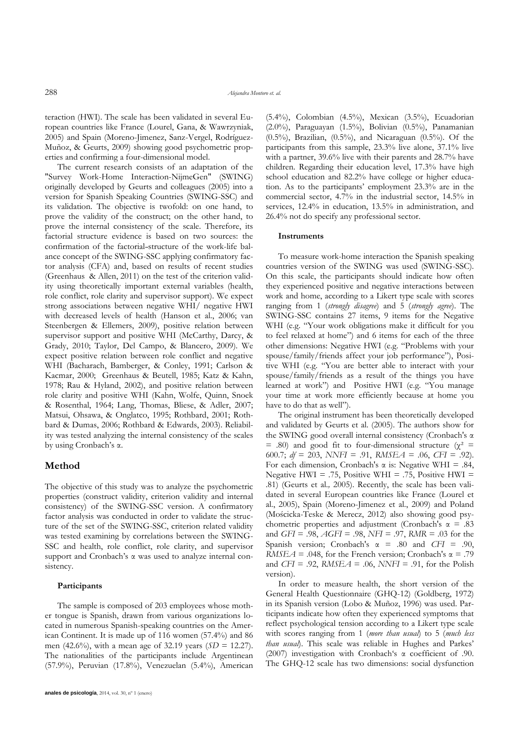teraction (HWI). The scale has been validated in several European countries like France (Lourel, Gana, & Wawrzyniak, 2005) and Spain (Moreno-Jimenez, Sanz-Vergel, Rodríguez-Muñoz, & Geurts, 2009) showing good psychometric properties and confirming a four-dimensional model.

The current research consists of an adaptation of the "Survey Work-Home Interaction-NijmeGen" (SWING) originally developed by Geurts and colleagues (2005) into a version for Spanish Speaking Countries (SWING-SSC) and its validation. The objective is twofold: on one hand, to prove the validity of the construct; on the other hand, to prove the internal consistency of the scale. Therefore, its factorial structure evidence is based on two sources: the confirmation of the factorial-structure of the work-life balance concept of the SWING-SSC applying confirmatory factor analysis (CFA) and, based on results of recent studies (Greenhaus & Allen, 2011) on the test of the criterion validity using theoretically important external variables (health, role conflict, role clarity and supervisor support). We expect strong associations between negative WHI/ negative HWI with decreased levels of health (Hanson et al., 2006; van Steenbergen & Ellemers, 2009), positive relation between supervisor support and positive WHI (McCarthy, Darcy, & Grady, 2010; Taylor, Del Campo, & Blancero, 2009). We expect positive relation between role conflict and negative WHI (Bacharach, Bamberger, & Conley, 1991; Carlson & Kacmar, 2000; Greenhaus & Beutell, 1985; Katz & Kahn, 1978; Rau & Hyland, 2002), and positive relation between role clarity and positive WHI (Kahn, Wolfe, Quinn, Snoek & Rosenthal, 1964; Lang, Thomas, Bliese, & Adler, 2007; Matsui, Ohsawa, & Onglatco, 1995; Rothbard, 2001; Rothbard & Dumas, 2006; Rothbard & Edwards, 2003). Reliability was tested analyzing the internal consistency of the scales by using Cronbach's α.

## Method

The objective of this study was to analyze the psychometric properties (construct validity, criterion validity and internal consistency) of the SWING-SSC version. A confirmatory factor analysis was conducted in order to validate the structure of the set of the SWING-SSC, criterion related validity was tested examining by correlations between the SWING-SSC and health, role conflict, role clarity, and supervisor support and Cronbach's α was used to analyze internal consistency.

### Participants

The sample is composed of 203 employees whose mother tongue is Spanish, drawn from various organizations located in numerous Spanish-speaking countries on the American Continent. It is made up of 116 women (57.4%) and 86 men (42.6%), with a mean age of 32.19 years (*SD* = 12.27). The nationalities of the participants include Argentinean (57.9%), Peruvian (17.8%), Venezuelan (5.4%), American (5.4%), Colombian (4.5%), Mexican (3.5%), Ecuadorian (2.0%), Paraguayan (1.5%), Bolivian (0.5%), Panamanian (0.5%), Brazilian, (0.5%), and Nicaraguan (0.5%). Of the participants from this sample, 23.3% live alone, 37.1% live with a partner, 39.6% live with their parents and 28.7% have children. Regarding their education level, 17.3% have high school education and 82.2% have college or higher education. As to the participants' employment 23.3% are in the commercial sector, 4.7% in the industrial sector, 14.5% in services, 12.4% in education, 13.5% in administration, and 26.4% not do specify any professional sector.

### Instruments

To measure work-home interaction the Spanish speaking countries version of the SWING was used (SWING-SSC). On this scale, the participants should indicate how often they experienced positive and negative interactions between work and home, according to a Likert type scale with scores ranging from 1 (*strongly disagree*) and 5 (*strongly agree*). The SWING-SSC contains 27 items, 9 items for the Negative WHI (e.g. "Your work obligations make it difficult for you to feel relaxed at home") and 6 items for each of the three other dimensions: Negative HWI (e.g. "Problems with your spouse/family/friends affect your job performance"), Positive WHI (e.g. "You are better able to interact with your spouse/family/friends as a result of the things you have learned at work") and Positive HWI (e.g. "You manage your time at work more efficiently because at home you have to do that as well").

The original instrument has been theoretically developed and validated by Geurts et al. (2005). The authors show for the SWING good overall internal consistency (Cronbach's α = .80) and good fit to four-dimensional structure ($\chi^2$ = 600.7; *df* = 203, *NNFI* = .91, *RMSEA* = .06, *CFI* = .92). For each dimension, Cronbach's α is: Negative WHI = .84, Negative HWI = .75, Positive WHI = .75, Positive HWI = .81) (Geurts et al., 2005). Recently, the scale has been validated in several European countries like France (Lourel et al., 2005), Spain (Moreno-Jimenez et al., 2009) and Poland (Mościcka-Teske & Merecz, 2012) also showing good psychometric properties and adjustment (Cronbach's α = .83 and *GFI* = .98, *AGFI* = .98, *NFI* = .97, *RMR* = .03 for the Spanish version; Cronbach's α = .80 and *CFI* = .90, *RMSEA* = .048, for the French version; Cronbach's α = .79 and *CFI* = .92, *RMSEA* = .06, *NNFI* = .91, for the Polish version).

In order to measure health, the short version of the General Health Questionnaire (GHQ-12) (Goldberg, 1972) in its Spanish version (Lobo & Muñoz, 1996) was used. Participants indicate how often they experienced symptoms that reflect psychological tension according to a Likert type scale with scores ranging from 1 (*more than usual*) to 5 (*much less than usual*). This scale was reliable in Hughes and Parkes' (2007) investigation with Cronbach's α coefficient of .90. The GHQ-12 scale has two dimensions: social dysfunction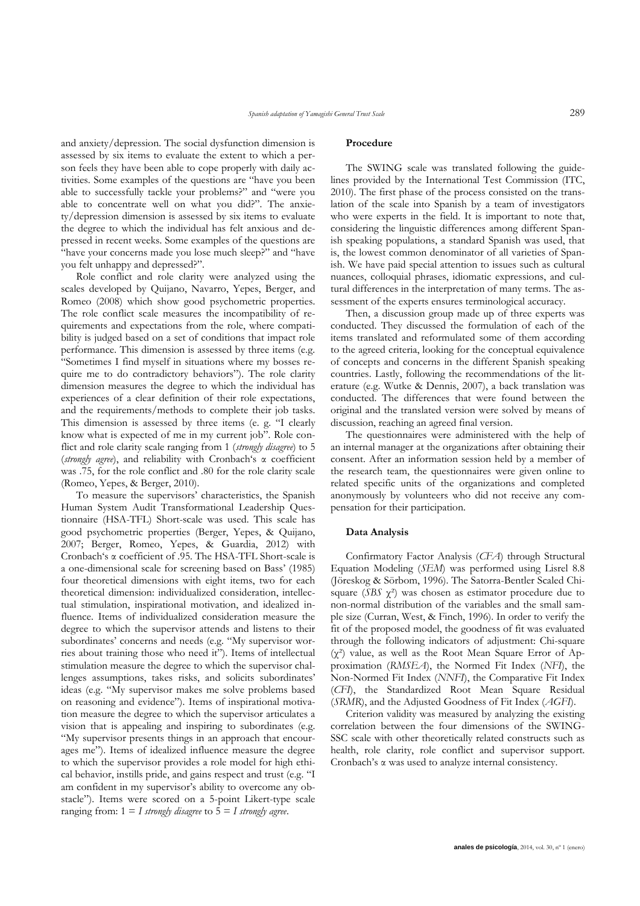and anxiety/depression. The social dysfunction dimension is assessed by six items to evaluate the extent to which a person feels they have been able to cope properly with daily activities. Some examples of the questions are "have you been able to successfully tackle your problems?" and "were you able to concentrate well on what you did?". The anxiety/depression dimension is assessed by six items to evaluate the degree to which the individual has felt anxious and depressed in recent weeks. Some examples of the questions are "have your concerns made you lose much sleep?" and "have you felt unhappy and depressed?".

Role conflict and role clarity were analyzed using the scales developed by Quijano, Navarro, Yepes, Berger, and Romeo (2008) which show good psychometric properties. The role conflict scale measures the incompatibility of requirements and expectations from the role, where compatibility is judged based on a set of conditions that impact role performance. This dimension is assessed by three items (e.g. "Sometimes I find myself in situations where my bosses require me to do contradictory behaviors"). The role clarity dimension measures the degree to which the individual has experiences of a clear definition of their role expectations, and the requirements/methods to complete their job tasks. This dimension is assessed by three items (e. g. "I clearly know what is expected of me in my current job". Role conflict and role clarity scale ranging from 1 (*strongly disagree*) to 5 (*strongly agree*), and reliability with Cronbach's α coefficient was .75, for the role conflict and .80 for the role clarity scale (Romeo, Yepes, & Berger, 2010).

To measure the supervisors' characteristics, the Spanish Human System Audit Transformational Leadership Questionnaire (HSA-TFL) Short-scale was used. This scale has good psychometric properties (Berger, Yepes, & Quijano, 2007; Berger, Romeo, Yepes, & Guardia, 2012) with Cronbach's α coefficient of .95. The HSA-TFL Short-scale is a one-dimensional scale for screening based on Bass' (1985) four theoretical dimensions with eight items, two for each theoretical dimension: individualized consideration, intellectual stimulation, inspirational motivation, and idealized influence. Items of individualized consideration measure the degree to which the supervisor attends and listens to their subordinates' concerns and needs (e.g. "My supervisor worries about training those who need it"). Items of intellectual stimulation measure the degree to which the supervisor challenges assumptions, takes risks, and solicits subordinates' ideas (e.g. "My supervisor makes me solve problems based on reasoning and evidence"). Items of inspirational motivation measure the degree to which the supervisor articulates a vision that is appealing and inspiring to subordinates (e.g. "My supervisor presents things in an approach that encourages me"). Items of idealized influence measure the degree to which the supervisor provides a role model for high ethical behavior, instills pride, and gains respect and trust (e.g. "I am confident in my supervisor's ability to overcome any obstacle"). Items were scored on a 5-point Likert-type scale ranging from: 1 = *I strongly disagree* to 5 = *I strongly agree*.

### Procedure

The SWING scale was translated following the guidelines provided by the International Test Commission (ITC, 2010). The first phase of the process consisted on the translation of the scale into Spanish by a team of investigators who were experts in the field. It is important to note that, considering the linguistic differences among different Spanish speaking populations, a standard Spanish was used, that is, the lowest common denominator of all varieties of Spanish. We have paid special attention to issues such as cultural nuances, colloquial phrases, idiomatic expressions, and cultural differences in the interpretation of many terms. The assessment of the experts ensures terminological accuracy.

Then, a discussion group made up of three experts was conducted. They discussed the formulation of each of the items translated and reformulated some of them according to the agreed criteria, looking for the conceptual equivalence of concepts and concerns in the different Spanish speaking countries. Lastly, following the recommendations of the literature (e.g. Wutke & Dennis, 2007), a back translation was conducted. The differences that were found between the original and the translated version were solved by means of discussion, reaching an agreed final version.

The questionnaires were administered with the help of an internal manager at the organizations after obtaining their consent. After an information session held by a member of the research team, the questionnaires were given online to related specific units of the organizations and completed anonymously by volunteers who did not receive any compensation for their participation.

### Data Analysis

Confirmatory Factor Analysis (*CFA*) through Structural Equation Modeling (*SEM*) was performed using Lisrel 8.8 (Jöreskog & Sörbom, 1996). The Satorra-Bentler Scaled Chi-square (*SBS* $\chi^2$) was chosen as estimator procedure due to non-normal distribution of the variables and the small sample size (Curran, West, & Finch, 1996). In order to verify the fit of the proposed model, the goodness of fit was evaluated through the following indicators of adjustment: Chi-square ($\chi^2$) value, as well as the Root Mean Square Error of Approximation (*RMSEA*), the Normed Fit Index (*NFI*), the Non-Normed Fit Index (*NNFI*), the Comparative Fit Index (*CFI*), the Standardized Root Mean Square Residual (*SRMR*), and the Adjusted Goodness of Fit Index (*AGFI*).

Criterion validity was measured by analyzing the existing correlation between the four dimensions of the SWING-SSC scale with other theoretically related constructs such as health, role clarity, role conflict and supervisor support. Cronbach's α was used to analyze internal consistency.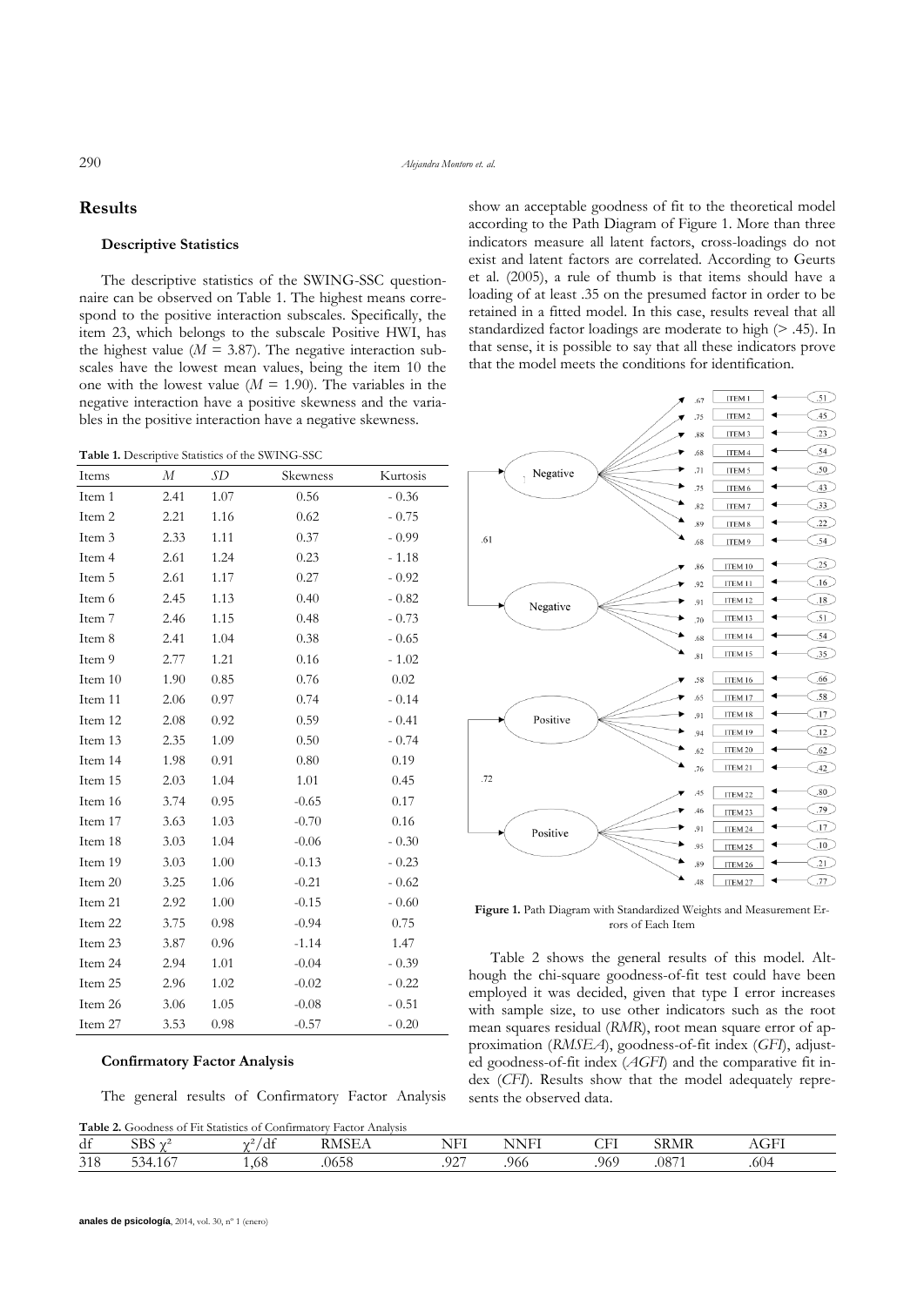## Results

### Descriptive Statistics

The descriptive statistics of the SWING-SSC questionnaire can be observed on Table 1. The highest means correspond to the positive interaction subscales. Specifically, the item 23, which belongs to the subscale Positive HWI, has the highest value ($M$ = 3.87). The negative interaction subscales have the lowest mean values, being the item 10 the one with the lowest value ($M$ = 1.90). The variables in the negative interaction have a positive skewness and the variables in the positive interaction have a negative skewness.

**Table 1.** Descriptive Statistics of the SWING-SSC

| Items | *M* | *SD* | Skewness | Kurtosis |
|---|---|---|---|---|
| Item 1 | 2.41 | 1.07 | 0.56 | - 0.36 |
| Item 2 | 2.21 | 1.16 | 0.62 | - 0.75 |
| Item 3 | 2.33 | 1.11 | 0.37 | - 0.99 |
| Item 4 | 2.61 | 1.24 | 0.23 | - 1.18 |
| Item 5 | 2.61 | 1.17 | 0.27 | - 0.92 |
| Item 6 | 2.45 | 1.13 | 0.40 | - 0.82 |
| Item 7 | 2.46 | 1.15 | 0.48 | - 0.73 |
| Item 8 | 2.41 | 1.04 | 0.38 | - 0.65 |
| Item 9 | 2.77 | 1.21 | 0.16 | - 1.02 |
| Item 10 | 1.90 | 0.85 | 0.76 | 0.02 |
| Item 11 | 2.06 | 0.97 | 0.74 | - 0.14 |
| Item 12 | 2.08 | 0.92 | 0.59 | - 0.41 |
| Item 13 | 2.35 | 1.09 | 0.50 | - 0.74 |
| Item 14 | 1.98 | 0.91 | 0.80 | 0.19 |
| Item 15 | 2.03 | 1.04 | 1.01 | 0.45 |
| Item 16 | 3.74 | 0.95 | -0.65 | 0.17 |
| Item 17 | 3.63 | 1.03 | -0.70 | 0.16 |
| Item 18 | 3.03 | 1.04 | -0.06 | - 0.30 |
| Item 19 | 3.03 | 1.00 | -0.13 | - 0.23 |
| Item 20 | 3.25 | 1.06 | -0.21 | - 0.62 |
| Item 21 | 2.92 | 1.00 | -0.15 | - 0.60 |
| Item 22 | 3.75 | 0.98 | -0.94 | 0.75 |
| Item 23 | 3.87 | 0.96 | -1.14 | 1.47 |
| Item 24 | 2.94 | 1.01 | -0.04 | - 0.39 |
| Item 25 | 2.96 | 1.02 | -0.02 | - 0.22 |
| Item 26 | 3.06 | 1.05 | -0.08 | - 0.51 |
| Item 27 | 3.53 | 0.98 | -0.57 | - 0.20 |

### Confirmatory Factor Analysis

The general results of Confirmatory Factor Analysis show an acceptable goodness of fit to the theoretical model according to the Path Diagram of Figure 1. More than three indicators measure all latent factors, cross-loadings do not exist and latent factors are correlated. According to Geurts et al. (2005), a rule of thumb is that items should have a loading of at least .35 on the presumed factor in order to be retained in a fitted model. In this case, results reveal that all standardized factor loadings are moderate to high (> .45). In that sense, it is possible to say that all these indicators prove that the model meets the conditions for identification.

**Figure 1.** Path Diagram with Standardized Weights and Measurement Errors of Each Item

Table 2 shows the general results of this model. Although the chi-square goodness-of-fit test could have been employed it was decided, given that type I error increases with sample size, to use other indicators such as the root mean squares residual (*RMR*), root mean square error of approximation (*RMSEA*), goodness-of-fit index (*GFI*), adjusted goodness-of-fit index (*AGFI*) and the comparative fit index (*CFI*). Results show that the model adequately represents the observed data.

**Table 2.** Goodness of Fit Statistics of Confirmatory Factor Analysis

| df | SBS $\chi^2$ | $\chi^2$/df | RMSEA | NFI | NNFI | CFI | SRMR | AGFI |
|---|---|---|---|---|---|---|---|---|
| 318 | 534.167 | 1,68 | .0658 | .927 | .966 | .969 | .0871 | .604 |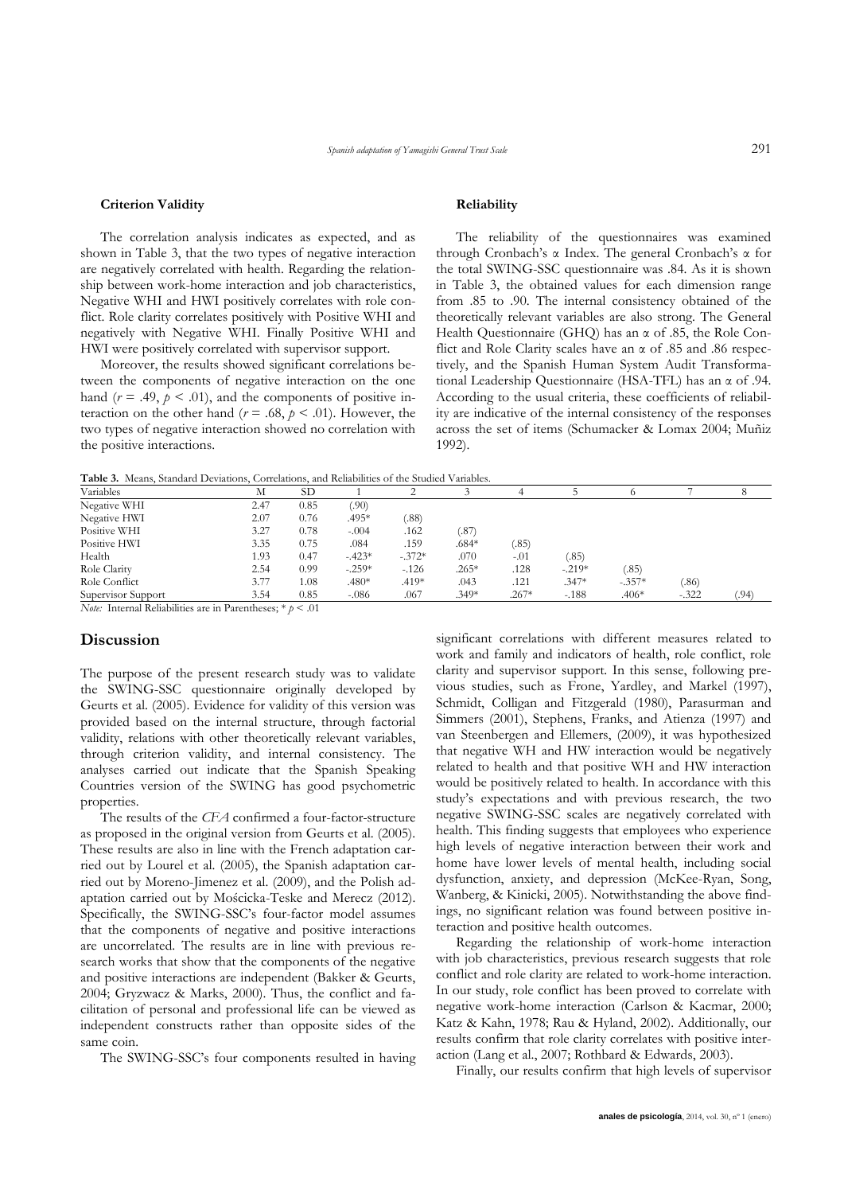### Criterion Validity

The correlation analysis indicates as expected, and as shown in Table 3, that the two types of negative interaction are negatively correlated with health. Regarding the relationship between work-home interaction and job characteristics, Negative WHI and HWI positively correlates with role conflict. Role clarity correlates positively with Positive WHI and negatively with Negative WHI. Finally Positive WHI and HWI were positively correlated with supervisor support.

Moreover, the results showed significant correlations between the components of negative interaction on the one hand ($r$ = .49, $p$ < .01), and the components of positive interaction on the other hand ($r$ = .68, $p$ < .01). However, the two types of negative interaction showed no correlation with the positive interactions.

### Reliability

The reliability of the questionnaires was examined through Cronbach's α Index. The general Cronbach's α for the total SWING-SSC questionnaire was .84. As it is shown in Table 3, the obtained values for each dimension range from .85 to .90. The internal consistency obtained of the theoretically relevant variables are also strong. The General Health Questionnaire (GHQ) has an α of .85, the Role Conflict and Role Clarity scales have an α of .85 and .86 respectively, and the Spanish Human System Audit Transformational Leadership Questionnaire (HSA-TFL) has an α of .94. According to the usual criteria, these coefficients of reliability are indicative of the internal consistency of the responses across the set of items (Schumacker & Lomax 2004; Muñiz 1992).

**Table 3.** Means, Standard Deviations, Correlations, and Reliabilities of the Studied Variables.

| Variables | M | SD | 1 | 2 | 3 | 4 | 5 | 6 | 7 | 8 |
|---|---|---|---|---|---|---|---|---|---|---|
| Negative WHI | 2.47 | 0.85 | (.90) | | | | | | | |
| Negative HWI | 2.07 | 0.76 | .495* | (.88) | | | | | | |
| Positive WHI | 3.27 | 0.78 | -.004 | .162 | (.87) | | | | | |
| Positive HWI | 3.35 | 0.75 | .084 | .159 | .684* | (.85) | | | | |
| Health | 1.93 | 0.47 | -.423* | -.372* | .070 | -.01 | (.85) | | | |
| Role Clarity | 2.54 | 0.99 | -.259* | -.126 | .265* | .128 | -.219* | (.85) | | |
| Role Conflict | 3.77 | 1.08 | .480* | .419* | .043 | .121 | .347* | -.357* | (.86) | |
| Supervisor Support | 3.54 | 0.85 | -.086 | .067 | .349* | .267* | -.188 | .406* | -.322 | (.94) |

*Note:* Internal Reliabilities are in Parentheses; * $p$ < .01

## Discussion

The purpose of the present research study was to validate the SWING-SSC questionnaire originally developed by Geurts et al. (2005). Evidence for validity of this version was provided based on the internal structure, through factorial validity, relations with other theoretically relevant variables, through criterion validity, and internal consistency. The analyses carried out indicate that the Spanish Speaking Countries version of the SWING has good psychometric properties.

The results of the *CFA* confirmed a four-factor-structure as proposed in the original version from Geurts et al. (2005). These results are also in line with the French adaptation carried out by Lourel et al. (2005), the Spanish adaptation carried out by Moreno-Jimenez et al. (2009), and the Polish adaptation carried out by Mościcka-Teske and Merecz (2012). Specifically, the SWING-SSC's four-factor model assumes that the components of negative and positive interactions are uncorrelated. The results are in line with previous research works that show that the components of the negative and positive interactions are independent (Bakker & Geurts, 2004; Gryzwacz & Marks, 2000). Thus, the conflict and facilitation of personal and professional life can be viewed as independent constructs rather than opposite sides of the same coin.

The SWING-SSC's four components resulted in having significant correlations with different measures related to work and family and indicators of health, role conflict, role clarity and supervisor support. In this sense, following previous studies, such as Frone, Yardley, and Markel (1997), Schmidt, Colligan and Fitzgerald (1980), Parasurman and Simmers (2001), Stephens, Franks, and Atienza (1997) and van Steenbergen and Ellemers, (2009), it was hypothesized that negative WH and HW interaction would be negatively related to health and that positive WH and HW interaction would be positively related to health. In accordance with this study's expectations and with previous research, the two negative SWING-SSC scales are negatively correlated with health. This finding suggests that employees who experience high levels of negative interaction between their work and home have lower levels of mental health, including social dysfunction, anxiety, and depression (McKee-Ryan, Song, Wanberg, & Kinicki, 2005). Notwithstanding the above findings, no significant relation was found between positive interaction and positive health outcomes.

Regarding the relationship of work-home interaction with job characteristics, previous research suggests that role conflict and role clarity are related to work-home interaction. In our study, role conflict has been proved to correlate with negative work-home interaction (Carlson & Kacmar, 2000; Katz & Kahn, 1978; Rau & Hyland, 2002). Additionally, our results confirm that role clarity correlates with positive interaction (Lang et al., 2007; Rothbard & Edwards, 2003).

Finally, our results confirm that high levels of supervisor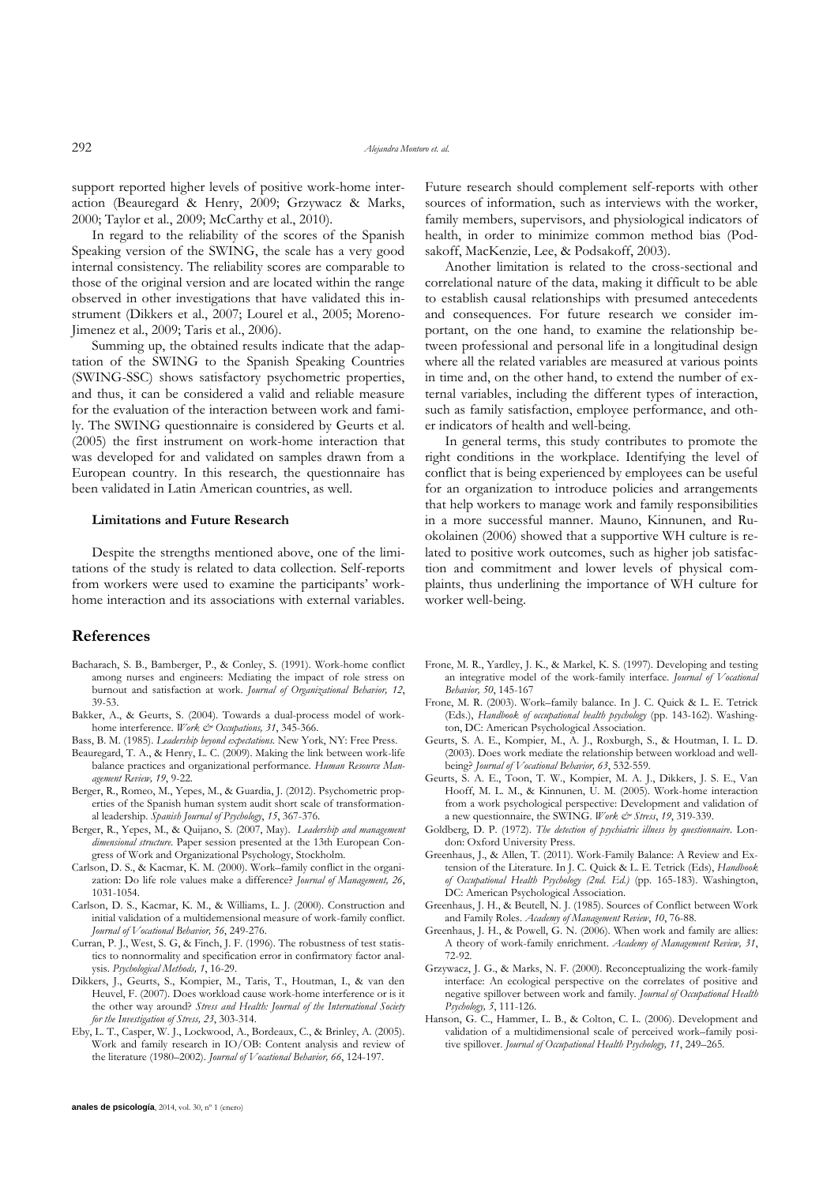support reported higher levels of positive work-home interaction (Beauregard & Henry, 2009; Grzywacz & Marks, 2000; Taylor et al., 2009; McCarthy et al., 2010).

In regard to the reliability of the scores of the Spanish Speaking version of the SWING, the scale has a very good internal consistency. The reliability scores are comparable to those of the original version and are located within the range observed in other investigations that have validated this instrument (Dikkers et al., 2007; Lourel et al., 2005; Moreno-Jimenez et al., 2009; Taris et al., 2006).

Summing up, the obtained results indicate that the adaptation of the SWING to the Spanish Speaking Countries (SWING-SSC) shows satisfactory psychometric properties, and thus, it can be considered a valid and reliable measure for the evaluation of the interaction between work and family. The SWING questionnaire is considered by Geurts et al. (2005) the first instrument on work-home interaction that was developed for and validated on samples drawn from a European country. In this research, the questionnaire has been validated in Latin American countries, as well.

### Limitations and Future Research

Despite the strengths mentioned above, one of the limitations of the study is related to data collection. Self-reports from workers were used to examine the participants' work-home interaction and its associations with external variables. Future research should complement self-reports with other sources of information, such as interviews with the worker, family members, supervisors, and physiological indicators of health, in order to minimize common method bias (Podsakoff, MacKenzie, Lee, & Podsakoff, 2003).

Another limitation is related to the cross-sectional and correlational nature of the data, making it difficult to be able to establish causal relationships with presumed antecedents and consequences. For future research we consider important, on the one hand, to examine the relationship between professional and personal life in a longitudinal design where all the related variables are measured at various points in time and, on the other hand, to extend the number of external variables, including the different types of interaction, such as family satisfaction, employee performance, and other indicators of health and well-being.

In general terms, this study contributes to promote the right conditions in the workplace. Identifying the level of conflict that is being experienced by employees can be useful for an organization to introduce policies and arrangements that help workers to manage work and family responsibilities in a more successful manner. Mauno, Kinnunen, and Ruokolainen (2006) showed that a supportive WH culture is related to positive work outcomes, such as higher job satisfaction and commitment and lower levels of physical complaints, thus underlining the importance of WH culture for worker well-being.

## References

Bacharach, S. B., Bamberger, P., & Conley, S. (1991). Work-home conflict among nurses and engineers: Mediating the impact of role stress on burnout and satisfaction at work. *Journal of Organizational Behavior, 12*, 39-53.

Bakker, A., & Geurts, S. (2004). Towards a dual-process model of work-home interference. *Work & Occupations, 31*, 345-366.

Bass, B. M. (1985). *Leadership beyond expectations.* New York, NY: Free Press.

Beauregard, T. A., & Henry, L. C. (2009). Making the link between work-life balance practices and organizational performance. *Human Resource Management Review, 19*, 9-22.

Berger, R., Romeo, M., Yepes, M., & Guardia, J. (2012). Psychometric properties of the Spanish human system audit short scale of transformational leadership. *Spanish Journal of Psychology*, *15*, 367-376.

Berger, R., Yepes, M., & Quijano, S. (2007, May). *Leadership and management dimensional structure.* Paper session presented at the 13th European Congress of Work and Organizational Psychology, Stockholm.

Carlson, D. S., & Kacmar, K. M. (2000). Work–family conflict in the organization: Do life role values make a difference? *Journal of Management, 26*, 1031-1054.

Carlson, D. S., Kacmar, K. M., & Williams, L. J. (2000). Construction and initial validation of a multidemensional measure of work-family conflict. *Journal of Vocational Behavior, 56*, 249-276.

Curran, P. J., West, S. G, & Finch, J. F. (1996). The robustness of test statistics to nonnormality and specification error in confirmatory factor analysis. *Psychological Methods, 1*, 16-29.

Dikkers, J., Geurts, S., Kompier, M., Taris, T., Houtman, I., & van den Heuvel, F. (2007). Does workload cause work-home interference or is it the other way around? *Stress and Health: Journal of the International Society for the Investigation of Stress, 23*, 303-314.

Eby, L. T., Casper, W. J., Lockwood, A., Bordeaux, C., & Brinley, A. (2005). Work and family research in IO/OB: Content analysis and review of the literature (1980–2002). *Journal of Vocational Behavior, 66*, 124-197.

Frone, M. R., Yardley, J. K., & Markel, K. S. (1997). Developing and testing an integrative model of the work-family interface. *Journal of Vocational Behavior, 50*, 145-167

Frone, M. R. (2003). Work–family balance. In J. C. Quick & L. E. Tetrick (Eds.), *Handbook of occupational health psychology* (pp. 143-162). Washington, DC: American Psychological Association.

Geurts, S. A. E., Kompier, M., A. J., Roxburgh, S., & Houtman, I. L. D. (2003). Does work mediate the relationship between workload and well-being? *Journal of Vocational Behavior, 63*, 532-559.

Geurts, S. A. E., Toon, T. W., Kompier, M. A. J., Dikkers, J. S. E., Van Hooff, M. L. M., & Kinnunen, U. M. (2005). Work-home interaction from a work psychological perspective: Development and validation of a new questionnaire, the SWING. *Work & Stress*, *19*, 319-339.

Goldberg, D. P. (1972). *The detection of psychiatric illness by questionnaire*. London: Oxford University Press.

Greenhaus, J., & Allen, T. (2011). Work-Family Balance: A Review and Extension of the Literature. In J. C. Quick & L. E. Tetrick (Eds), *Handbook of Occupational Health Psychology (2nd. Ed.)* (pp. 165-183). Washington, DC: American Psychological Association.

Greenhaus, J. H., & Beutell, N. J. (1985). Sources of Conflict between Work and Family Roles. *Academy of Management Review*, *10*, 76-88.

Greenhaus, J. H., & Powell, G. N. (2006). When work and family are allies: A theory of work-family enrichment. *Academy of Management Review, 31*, 72-92.

Grzywacz, J. G., & Marks, N. F. (2000). Reconceptualizing the work-family interface: An ecological perspective on the correlates of positive and negative spillover between work and family. *Journal of Occupational Health Psychology, 5*, 111-126.

Hanson, G. C., Hammer, L. B., & Colton, C. L. (2006). Development and validation of a multidimensional scale of perceived work–family positive spillover. *Journal of Occupational Health Psychology, 11*, 249–265.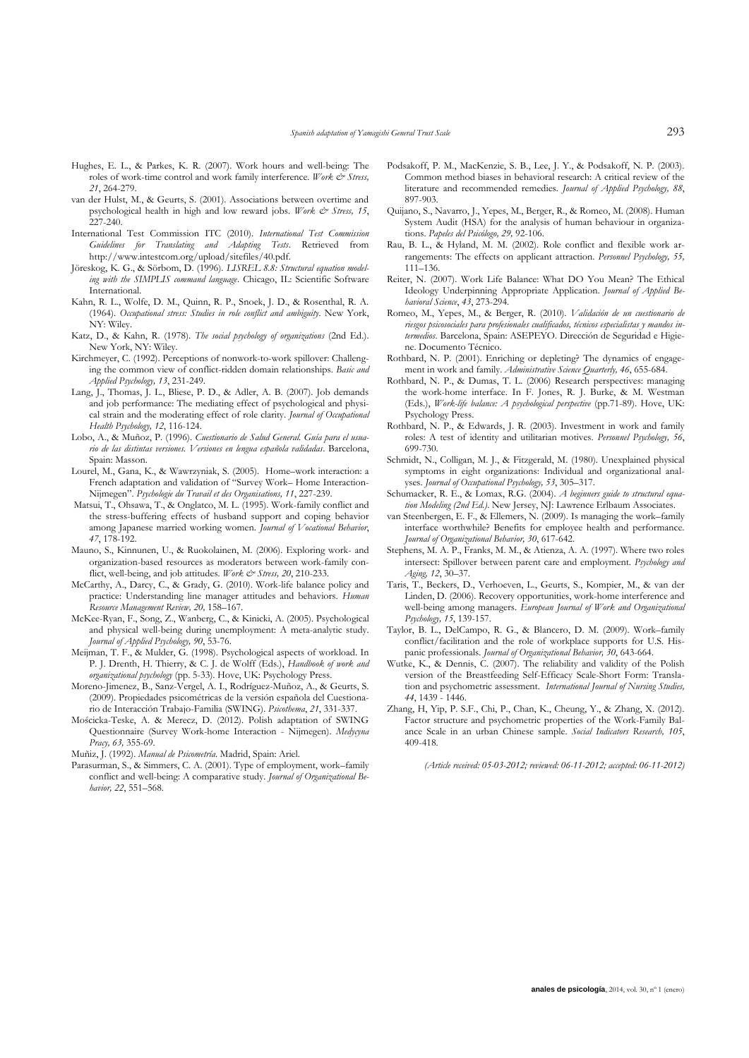Hughes, E. L., & Parkes, K. R. (2007). Work hours and well-being: The roles of work-time control and work family interference. *Work & Stress, 21*, 264-279.

van der Hulst, M., & Geurts, S. (2001). Associations between overtime and psychological health in high and low reward jobs. *Work & Stress, 15*, 227-240.

International Test Commission ITC (2010). *International Test Commission Guidelines for Translating and Adapting Tests*. Retrieved from http://www.intestcom.org/upload/sitefiles/40.pdf.

Jöreskog, K. G., & Sörbom, D. (1996). *LISREL 8.8: Structural equation modeling with the SIMPLIS command language*. Chicago, IL: Scientific Software International.

Kahn, R. L., Wolfe, D. M., Quinn, R. P., Snoek, J. D., & Rosenthal, R. A. (1964). *Occupational stress: Studies in role conflict and ambiguity*. New York, NY: Wiley.

Katz, D., & Kahn, R. (1978). *The social psychology of organizations* (2nd Ed.). New York, NY: Wiley.

Kirchmeyer, C. (1992). Perceptions of nonwork-to-work spillover: Challenging the common view of conflict-ridden domain relationships. *Basic and Applied Psychology, 13*, 231-249.

Lang, J., Thomas, J. L., Bliese, P. D., & Adler, A. B. (2007). Job demands and job performance: The mediating effect of psychological and physical strain and the moderating effect of role clarity. *Journal of Occupational Health Psychology, 12*, 116-124.

Lobo, A., & Muñoz, P. (1996). *Cuestionario de Salud General. Guía para el usuario de las distintas versiones. Versiones en lengua española validadas*. Barcelona, Spain: Masson.

Lourel, M., Gana, K., & Wawrzyniak, S. (2005). Home–work interaction: a French adaptation and validation of "Survey Work– Home Interaction-Nijmegen". *Psychologie du Travail et des Organisations, 11*, 227-239.

Matsui, T., Ohsawa, T., & Onglatco, M. L. (1995). Work-family conflict and the stress-buffering effects of husband support and coping behavior among Japanese married working women. *Journal of Vocational Behavior, 47*, 178-192.

Mauno, S., Kinnunen, U., & Ruokolainen, M. (2006). Exploring work- and organization-based resources as moderators between work-family conflict, well-being, and job attitudes. *Work & Stress, 20*, 210-233.

McCarthy, A., Darcy, C., & Grady, G. (2010). Work-life balance policy and practice: Understanding line manager attitudes and behaviors. *Human Resource Management Review, 20,* 158–167.

McKee-Ryan, F., Song, Z., Wanberg, C., & Kinicki, A. (2005). Psychological and physical well-being during unemployment: A meta-analytic study. *Journal of Applied Psychology, 90*, 53-76.

Meijman, T. F., & Mulder, G. (1998). Psychological aspects of workload. In P. J. Drenth, H. Thierry, & C. J. de Wolff (Eds.), *Handbook of work and organizational psychology* (pp. 5-33). Hove, UK: Psychology Press.

Moreno-Jimenez, B., Sanz-Vergel, A. I., Rodríguez-Muñoz, A., & Geurts, S. (2009). Propiedades psicométricas de la versión española del Cuestionario de Interacción Trabajo-Familia (SWING). *Psicothema*, *21*, 331-337.

Mościcka-Teske, A. & Merecz, D. (2012). Polish adaptation of SWING Questionnaire (Survey Work-home Interaction - Nijmegen). *Medycyna Pracy, 63,* 355-69.

Muñiz, J. (1992). *Manual de Psicometría*. Madrid, Spain: Ariel.

Parasurman, S., & Simmers, C. A. (2001). Type of employment, work–family conflict and well-being: A comparative study. *Journal of Organizational Behavior, 22*, 551–568.

Podsakoff, P. M., MacKenzie, S. B., Lee, J. Y., & Podsakoff, N. P. (2003). Common method biases in behavioral research: A critical review of the literature and recommended remedies. *Journal of Applied Psychology, 88*, 897-903.

Quijano, S., Navarro, J., Yepes, M., Berger, R., & Romeo, M. (2008). Human System Audit (HSA) for the analysis of human behaviour in organizations. *Papeles del Psicólogo, 29,* 92-106.

Rau, B. L., & Hyland, M. M. (2002). Role conflict and flexible work arrangements: The effects on applicant attraction. *Personnel Psychology, 55,* 111–136.

Reiter, N. (2007). Work Life Balance: What DO You Mean? The Ethical Ideology Underpinning Appropriate Application. *Journal of Applied Behavioral Science*, *43*, 273-294.

Romeo, M., Yepes, M., & Berger, R. (2010). *Validación de un cuestionario de riesgos psicosociales para profesionales cualificados, técnicos especialistas y mandos intermedios*. Barcelona, Spain: ASEPEYO. Dirección de Seguridad e Higiene. Documento Técnico.

Rothbard, N. P. (2001). Enriching or depleting? The dynamics of engagement in work and family. *Administrative Science Quarterly, 46*, 655-684.

Rothbard, N. P., & Dumas, T. L. (2006) Research perspectives: managing the work-home interface. In F. Jones, R. J. Burke, & M. Westman (Eds.), *Work-life balance: A psychological perspective* (pp.71-89). Hove, UK: Psychology Press.

Rothbard, N. P., & Edwards, J. R. (2003). Investment in work and family roles: A test of identity and utilitarian motives. *Personnel Psychology, 56*, 699-730.

Schmidt, N., Colligan, M. J., & Fitzgerald, M. (1980). Unexplained physical symptoms in eight organizations: Individual and organizational analyses. *Journal of Occupational Psychology, 53*, 305–317.

Schumacker, R. E., & Lomax, R.G. (2004). *A beginners guide to structural equation Modeling (2nd Ed.)*. New Jersey, NJ: Lawrence Erlbaum Associates.

van Steenbergen, E. F., & Ellemers, N. (2009). Is managing the work–family interface worthwhile? Benefits for employee health and performance. *Journal of Organizational Behavior, 30*, 617-642.

Stephens, M. A. P., Franks, M. M., & Atienza, A. A. (1997). Where two roles intersect: Spillover between parent care and employment. *Psychology and Aging, 12*, 30–37.

Taris, T., Beckers, D., Verhoeven, L., Geurts, S., Kompier, M., & van der Linden, D. (2006). Recovery opportunities, work-home interference and well-being among managers. *European Journal of Work and Organizational Psychology, 15*, 139-157.

Taylor, B. L., DelCampo, R. G., & Blancero, D. M. (2009). Work–family conflict/facilitation and the role of workplace supports for U.S. Hispanic professionals. *Journal of Organizational Behavior, 30*, 643-664.

Wutke, K., & Dennis, C. (2007). The reliability and validity of the Polish version of the Breastfeeding Self-Efficacy Scale-Short Form: Translation and psychometric assessment. *International Journal of Nursing Studies, 44*, 1439 - 1446.

Zhang, H, Yip, P. S.F., Chi, P., Chan, K., Cheung, Y., & Zhang, X. (2012). Factor structure and psychometric properties of the Work-Family Balance Scale in an urban Chinese sample. *Social Indicators Research, 105*, 409-418.

*(Article received: 05-03-2012; reviewed: 06-11-2012; accepted: 06-11-2012)*